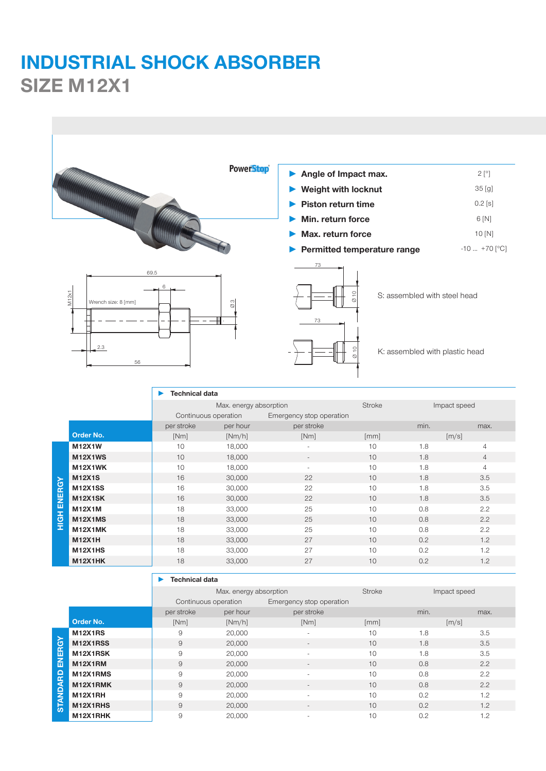# INDUSTRIAL SHOCK ABSORBER

## SIZE M12X1

PowerStop

- **Angle of Impact max.** 2 [°]
- **Weight with locknut** 35 [g]
- **Piston return time** 0.2 [s]
- **Min. return force** 6 [N]
- **Max. return force** 10 [N]
- **Permitted temperature range** -10 ... +70 [°C]

M12x1, Wrench size: 8 [mm], 69.5, 6, Ø 3, 2.3, 56

73, Ø 10 — S: assembled with steel head

73, Ø 10 — K: assembled with plastic head

### Technical data – HIGH ENERGY

| Order No. | Max. energy absorption – Continuous operation per stroke [Nm] | Continuous operation per hour [Nm/h] | Emergency stop operation per stroke [Nm] | Stroke [mm] | Impact speed min. [m/s] | Impact speed max. [m/s] |
|---|---|---|---|---|---|---|
| **M12X1W** | 10 | 18,000 | - | 10 | 1.8 | 4 |
| **M12X1WS** | 10 | 18,000 | - | 10 | 1.8 | 4 |
| **M12X1WK** | 10 | 18,000 | - | 10 | 1.8 | 4 |
| **M12X1S** | 16 | 30,000 | 22 | 10 | 1.8 | 3.5 |
| **M12X1SS** | 16 | 30,000 | 22 | 10 | 1.8 | 3.5 |
| **M12X1SK** | 16 | 30,000 | 22 | 10 | 1.8 | 3.5 |
| **M12X1M** | 18 | 33,000 | 25 | 10 | 0.8 | 2.2 |
| **M12X1MS** | 18 | 33,000 | 25 | 10 | 0.8 | 2.2 |
| **M12X1MK** | 18 | 33,000 | 25 | 10 | 0.8 | 2.2 |
| **M12X1H** | 18 | 33,000 | 27 | 10 | 0.2 | 1.2 |
| **M12X1HS** | 18 | 33,000 | 27 | 10 | 0.2 | 1.2 |
| **M12X1HK** | 18 | 33,000 | 27 | 10 | 0.2 | 1.2 |

### Technical data – STANDARD ENERGY

| Order No. | Max. energy absorption – Continuous operation per stroke [Nm] | Continuous operation per hour [Nm/h] | Emergency stop operation per stroke [Nm] | Stroke [mm] | Impact speed min. [m/s] | Impact speed max. [m/s] |
|---|---|---|---|---|---|---|
| **M12X1RS** | 9 | 20,000 | - | 10 | 1.8 | 3.5 |
| **M12X1RSS** | 9 | 20,000 | - | 10 | 1.8 | 3.5 |
| **M12X1RSK** | 9 | 20,000 | - | 10 | 1.8 | 3.5 |
| **M12X1RM** | 9 | 20,000 | - | 10 | 0.8 | 2.2 |
| **M12X1RMS** | 9 | 20,000 | - | 10 | 0.8 | 2.2 |
| **M12X1RMK** | 9 | 20,000 | - | 10 | 0.8 | 2.2 |
| **M12X1RH** | 9 | 20,000 | - | 10 | 0.2 | 1.2 |
| **M12X1RHS** | 9 | 20,000 | - | 10 | 0.2 | 1.2 |
| **M12X1RHK** | 9 | 20,000 | - | 10 | 0.2 | 1.2 |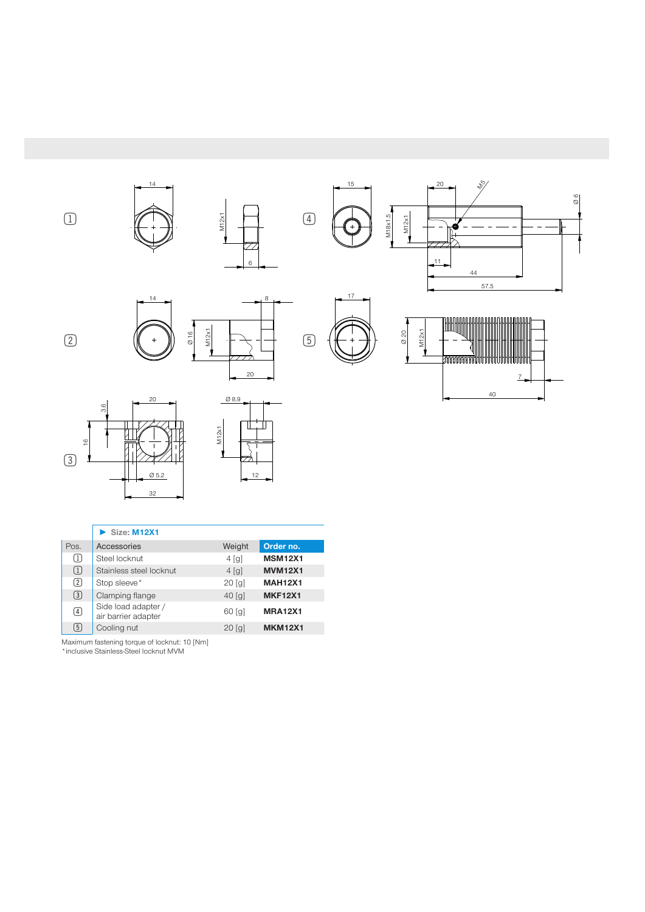1

14

M12x1

6

4

15

20

M5

Ø 6

M18x1.5

M12x1

11

44

57.5

2

14

8

Ø 16

M12x1

20

5

17

Ø 20

M12x1

7

40

3

20

3.6

16

Ø 5.2

32

Ø 8.9

M12x1

12

► Size: **M12X1**

| Pos. | Accessories | Weight | Order no. |
|---|---|---|---|
| 1 | Steel locknut | 4 [g] | **MSM12X1** |
| 1 | Stainless steel locknut | 4 [g] | **MVM12X1** |
| 2 | Stop sleeve* | 20 [g] | **MAH12X1** |
| 3 | Clamping flange | 40 [g] | **MKF12X1** |
| 4 | Side load adapter / air barrier adapter | 60 [g] | **MRA12X1** |
| 5 | Cooling nut | 20 [g] | **MKM12X1** |

Maximum fastening torque of locknut: 10 [Nm]
*inclusive Stainless-Steel locknut MVM